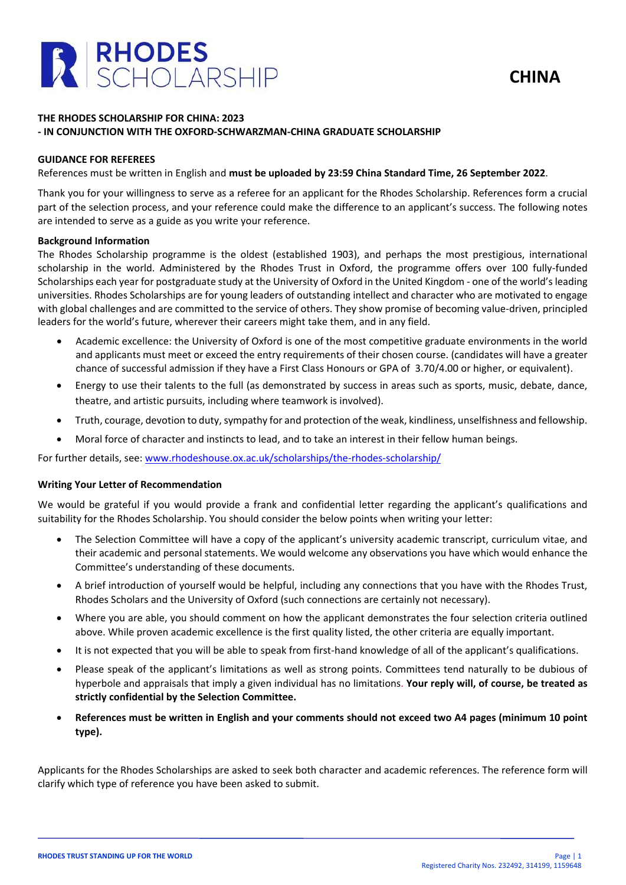RHODES SCHOLARSHIP

**CHINA**

## THE RHODES SCHOLARSHIP FOR CHINA: 2023
## - IN CONJUNCTION WITH THE OXFORD-SCHWARZMAN-CHINA GRADUATE SCHOLARSHIP

### GUIDANCE FOR REFEREES

References must be written in English and **must be uploaded by 23:59 China Standard Time, 26 September 2022**.

Thank you for your willingness to serve as a referee for an applicant for the Rhodes Scholarship. References form a crucial part of the selection process, and your reference could make the difference to an applicant's success. The following notes are intended to serve as a guide as you write your reference.

**Background Information**

The Rhodes Scholarship programme is the oldest (established 1903), and perhaps the most prestigious, international scholarship in the world. Administered by the Rhodes Trust in Oxford, the programme offers over 100 fully-funded Scholarships each year for postgraduate study at the University of Oxford in the United Kingdom - one of the world's leading universities. Rhodes Scholarships are for young leaders of outstanding intellect and character who are motivated to engage with global challenges and are committed to the service of others. They show promise of becoming value-driven, principled leaders for the world's future, wherever their careers might take them, and in any field.

- Academic excellence: the University of Oxford is one of the most competitive graduate environments in the world and applicants must meet or exceed the entry requirements of their chosen course. (candidates will have a greater chance of successful admission if they have a First Class Honours or GPA of 3.70/4.00 or higher, or equivalent).
- Energy to use their talents to the full (as demonstrated by success in areas such as sports, music, debate, dance, theatre, and artistic pursuits, including where teamwork is involved).
- Truth, courage, devotion to duty, sympathy for and protection of the weak, kindliness, unselfishness and fellowship.
- Moral force of character and instincts to lead, and to take an interest in their fellow human beings.

For further details, see: www.rhodeshouse.ox.ac.uk/scholarships/the-rhodes-scholarship/

**Writing Your Letter of Recommendation**

We would be grateful if you would provide a frank and confidential letter regarding the applicant's qualifications and suitability for the Rhodes Scholarship. You should consider the below points when writing your letter:

- The Selection Committee will have a copy of the applicant's university academic transcript, curriculum vitae, and their academic and personal statements. We would welcome any observations you have which would enhance the Committee's understanding of these documents.
- A brief introduction of yourself would be helpful, including any connections that you have with the Rhodes Trust, Rhodes Scholars and the University of Oxford (such connections are certainly not necessary).
- Where you are able, you should comment on how the applicant demonstrates the four selection criteria outlined above. While proven academic excellence is the first quality listed, the other criteria are equally important.
- It is not expected that you will be able to speak from first-hand knowledge of all of the applicant's qualifications.
- Please speak of the applicant's limitations as well as strong points. Committees tend naturally to be dubious of hyperbole and appraisals that imply a given individual has no limitations. **Your reply will, of course, be treated as strictly confidential by the Selection Committee.**
- **References must be written in English and your comments should not exceed two A4 pages (minimum 10 point type).**

Applicants for the Rhodes Scholarships are asked to seek both character and academic references. The reference form will clarify which type of reference you have been asked to submit.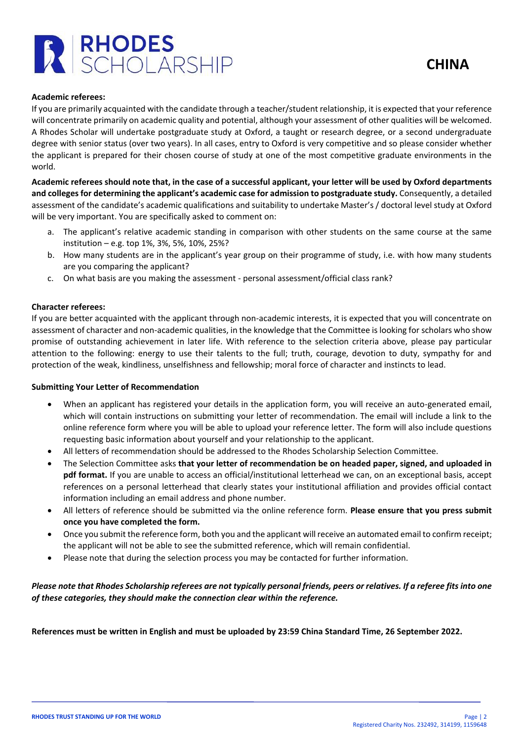**Academic referees:**

If you are primarily acquainted with the candidate through a teacher/student relationship, it is expected that your reference will concentrate primarily on academic quality and potential, although your assessment of other qualities will be welcomed. A Rhodes Scholar will undertake postgraduate study at Oxford, a taught or research degree, or a second undergraduate degree with senior status (over two years). In all cases, entry to Oxford is very competitive and so please consider whether the applicant is prepared for their chosen course of study at one of the most competitive graduate environments in the world.

**Academic referees should note that, in the case of a successful applicant, your letter will be used by Oxford departments and colleges for determining the applicant's academic case for admission to postgraduate study.** Consequently, a detailed assessment of the candidate's academic qualifications and suitability to undertake Master's / doctoral level study at Oxford will be very important. You are specifically asked to comment on:

a. The applicant's relative academic standing in comparison with other students on the same course at the same institution – e.g. top 1%, 3%, 5%, 10%, 25%?
b. How many students are in the applicant's year group on their programme of study, i.e. with how many students are you comparing the applicant?
c. On what basis are you making the assessment - personal assessment/official class rank?

**Character referees:**

If you are better acquainted with the applicant through non-academic interests, it is expected that you will concentrate on assessment of character and non-academic qualities, in the knowledge that the Committee is looking for scholars who show promise of outstanding achievement in later life. With reference to the selection criteria above, please pay particular attention to the following: energy to use their talents to the full; truth, courage, devotion to duty, sympathy for and protection of the weak, kindliness, unselfishness and fellowship; moral force of character and instincts to lead.

**Submitting Your Letter of Recommendation**

- When an applicant has registered your details in the application form, you will receive an auto-generated email, which will contain instructions on submitting your letter of recommendation. The email will include a link to the online reference form where you will be able to upload your reference letter. The form will also include questions requesting basic information about yourself and your relationship to the applicant.
- All letters of recommendation should be addressed to the Rhodes Scholarship Selection Committee.
- The Selection Committee asks **that your letter of recommendation be on headed paper, signed, and uploaded in pdf format.** If you are unable to access an official/institutional letterhead we can, on an exceptional basis, accept references on a personal letterhead that clearly states your institutional affiliation and provides official contact information including an email address and phone number.
- All letters of reference should be submitted via the online reference form. **Please ensure that you press submit once you have completed the form.**
- Once you submit the reference form, both you and the applicant will receive an automated email to confirm receipt; the applicant will not be able to see the submitted reference, which will remain confidential.
- Please note that during the selection process you may be contacted for further information.

***Please note that Rhodes Scholarship referees are not typically personal friends, peers or relatives. If a referee fits into one of these categories, they should make the connection clear within the reference.***

**References must be written in English and must be uploaded by 23:59 China Standard Time, 26 September 2022.**